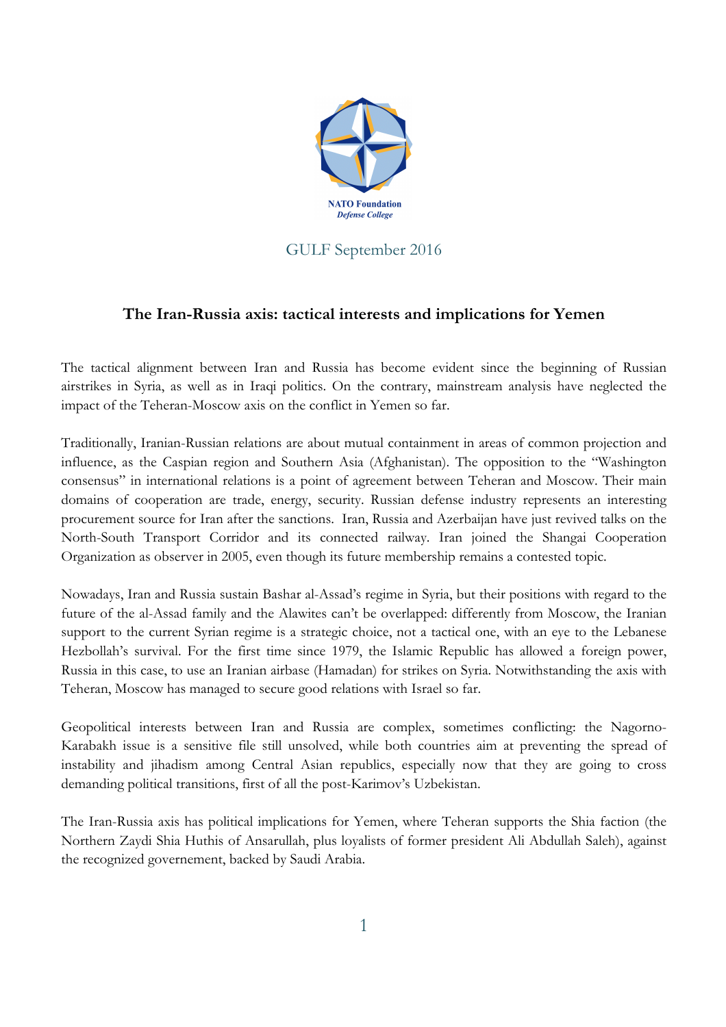NATO Foundation
*Defense College*

GULF September 2016

## The Iran-Russia axis: tactical interests and implications for Yemen

The tactical alignment between Iran and Russia has become evident since the beginning of Russian airstrikes in Syria, as well as in Iraqi politics. On the contrary, mainstream analysis have neglected the impact of the Teheran-Moscow axis on the conflict in Yemen so far.

Traditionally, Iranian-Russian relations are about mutual containment in areas of common projection and influence, as the Caspian region and Southern Asia (Afghanistan). The opposition to the "Washington consensus" in international relations is a point of agreement between Teheran and Moscow. Their main domains of cooperation are trade, energy, security. Russian defense industry represents an interesting procurement source for Iran after the sanctions. Iran, Russia and Azerbaijan have just revived talks on the North-South Transport Corridor and its connected railway. Iran joined the Shangai Cooperation Organization as observer in 2005, even though its future membership remains a contested topic.

Nowadays, Iran and Russia sustain Bashar al-Assad's regime in Syria, but their positions with regard to the future of the al-Assad family and the Alawites can't be overlapped: differently from Moscow, the Iranian support to the current Syrian regime is a strategic choice, not a tactical one, with an eye to the Lebanese Hezbollah's survival. For the first time since 1979, the Islamic Republic has allowed a foreign power, Russia in this case, to use an Iranian airbase (Hamadan) for strikes on Syria. Notwithstanding the axis with Teheran, Moscow has managed to secure good relations with Israel so far.

Geopolitical interests between Iran and Russia are complex, sometimes conflicting: the Nagorno-Karabakh issue is a sensitive file still unsolved, while both countries aim at preventing the spread of instability and jihadism among Central Asian republics, especially now that they are going to cross demanding political transitions, first of all the post-Karimov's Uzbekistan.

The Iran-Russia axis has political implications for Yemen, where Teheran supports the Shia faction (the Northern Zaydi Shia Huthis of Ansarullah, plus loyalists of former president Ali Abdullah Saleh), against the recognized governement, backed by Saudi Arabia.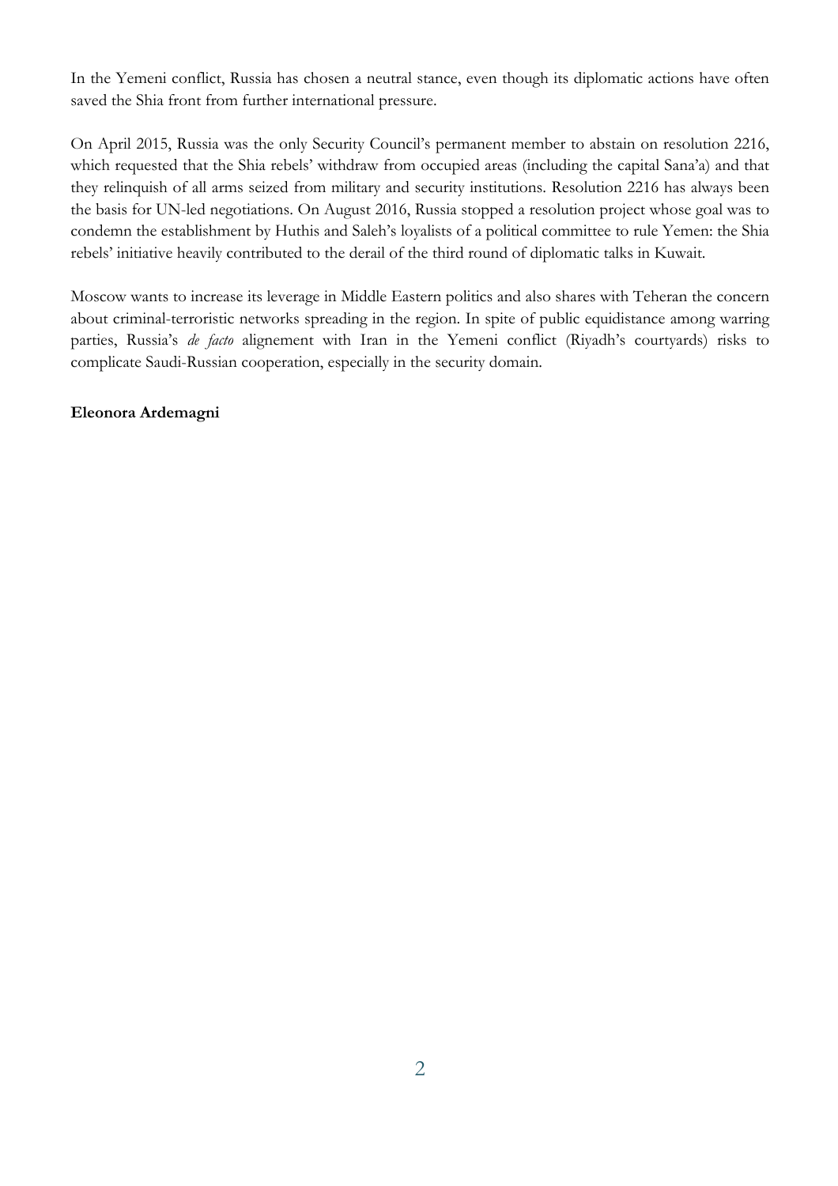In the Yemeni conflict, Russia has chosen a neutral stance, even though its diplomatic actions have often saved the Shia front from further international pressure.

On April 2015, Russia was the only Security Council's permanent member to abstain on resolution 2216, which requested that the Shia rebels' withdraw from occupied areas (including the capital Sana'a) and that they relinquish of all arms seized from military and security institutions. Resolution 2216 has always been the basis for UN-led negotiations. On August 2016, Russia stopped a resolution project whose goal was to condemn the establishment by Huthis and Saleh's loyalists of a political committee to rule Yemen: the Shia rebels' initiative heavily contributed to the derail of the third round of diplomatic talks in Kuwait.

Moscow wants to increase its leverage in Middle Eastern politics and also shares with Teheran the concern about criminal-terroristic networks spreading in the region. In spite of public equidistance among warring parties, Russia's *de facto* alignement with Iran in the Yemeni conflict (Riyadh's courtyards) risks to complicate Saudi-Russian cooperation, especially in the security domain.

**Eleonora Ardemagni**